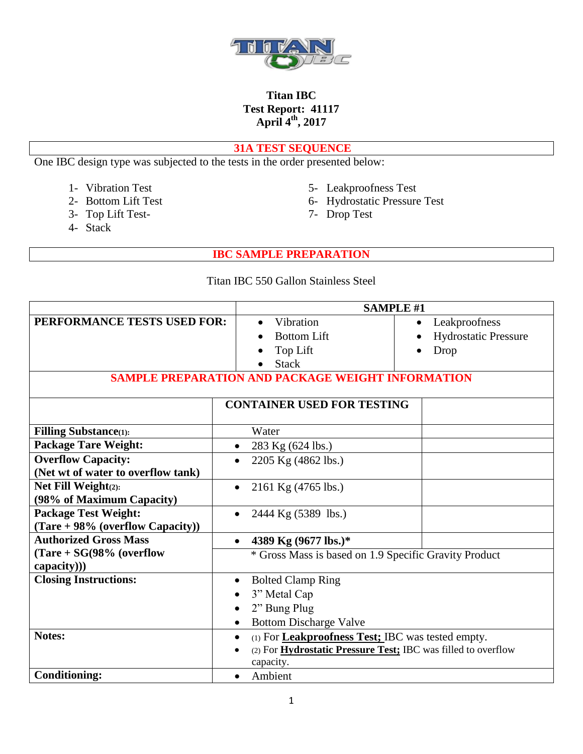**Titan IBC**
**Test Report: 41117**
**April 4th, 2017**

## 31A TEST SEQUENCE

One IBC design type was subjected to the tests in the order presented below:

1- Vibration Test
2- Bottom Lift Test
3- Top Lift Test-
4- Stack
5- Leakproofness Test
6- Hydrostatic Pressure Test
7- Drop Test

## IBC SAMPLE PREPARATION

Titan IBC 550 Gallon Stainless Steel

| | SAMPLE #1 | |
|---|---|---|
| **PERFORMANCE TESTS USED FOR:** | • Vibration<br>• Bottom Lift<br>• Top Lift<br>• Stack | • Leakproofness<br>• Hydrostatic Pressure<br>• Drop |

**SAMPLE PREPARATION AND PACKAGE WEIGHT INFORMATION**

| | **CONTAINER USED FOR TESTING** | |
|---|---|---|
| **Filling Substance(1):** | Water | |
| **Package Tare Weight:** | • 283 Kg (624 lbs.) | |
| **Overflow Capacity: (Net wt of water to overflow tank)** | • 2205 Kg (4862 lbs.) | |
| **Net Fill Weight(2): (98% of Maximum Capacity)** | • 2161 Kg (4765 lbs.) | |
| **Package Test Weight: (Tare + 98% (overflow Capacity))** | • 2444 Kg (5389 lbs.) | |
| **Authorized Gross Mass (Tare + SG(98% (overflow capacity)))** | • **4389 Kg (9677 lbs.)***<br>* Gross Mass is based on 1.9 Specific Gravity Product | |
| **Closing Instructions:** | • Bolted Clamp Ring<br>• 3" Metal Cap<br>• 2" Bung Plug<br>• Bottom Discharge Valve | |
| **Notes:** | • (1) For **Leakproofness Test;** IBC was tested empty.<br>• (2) For **Hydrostatic Pressure Test;** IBC was filled to overflow capacity. | |
| **Conditioning:** | • Ambient | |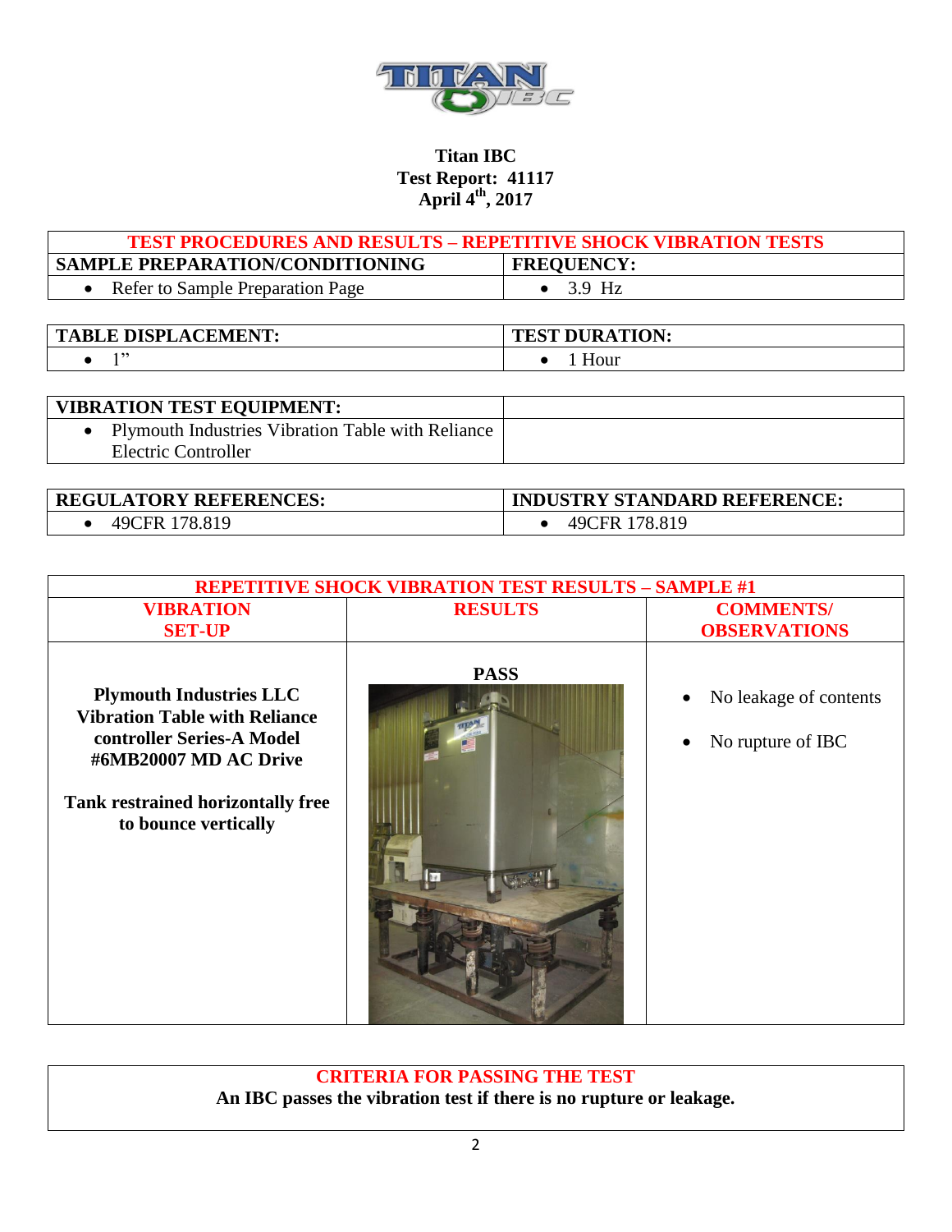**Titan IBC**
**Test Report: 41117**
**April 4th, 2017**

| TEST PROCEDURES AND RESULTS – REPETITIVE SHOCK VIBRATION TESTS | |
|---|---|
| **SAMPLE PREPARATION/CONDITIONING** | **FREQUENCY:** |
| • Refer to Sample Preparation Page | • 3.9 Hz |

| TABLE DISPLACEMENT: | TEST DURATION: |
|---|---|
| • 1” | • 1 Hour |

| VIBRATION TEST EQUIPMENT: | |
|---|---|
| • Plymouth Industries Vibration Table with Reliance Electric Controller | |

| REGULATORY REFERENCES: | INDUSTRY STANDARD REFERENCE: |
|---|---|
| • 49CFR 178.819 | • 49CFR 178.819 |

| REPETITIVE SHOCK VIBRATION TEST RESULTS – SAMPLE #1 | | |
|---|---|---|
| **VIBRATION SET-UP** | **RESULTS** | **COMMENTS/ OBSERVATIONS** |
| **Plymouth Industries LLC Vibration Table with Reliance controller Series-A Model #6MB20007 MD AC Drive**<br><br>**Tank restrained horizontally free to bounce vertically** | **PASS** | • No leakage of contents<br>• No rupture of IBC |

| CRITERIA FOR PASSING THE TEST |
|---|
| **An IBC passes the vibration test if there is no rupture or leakage.** |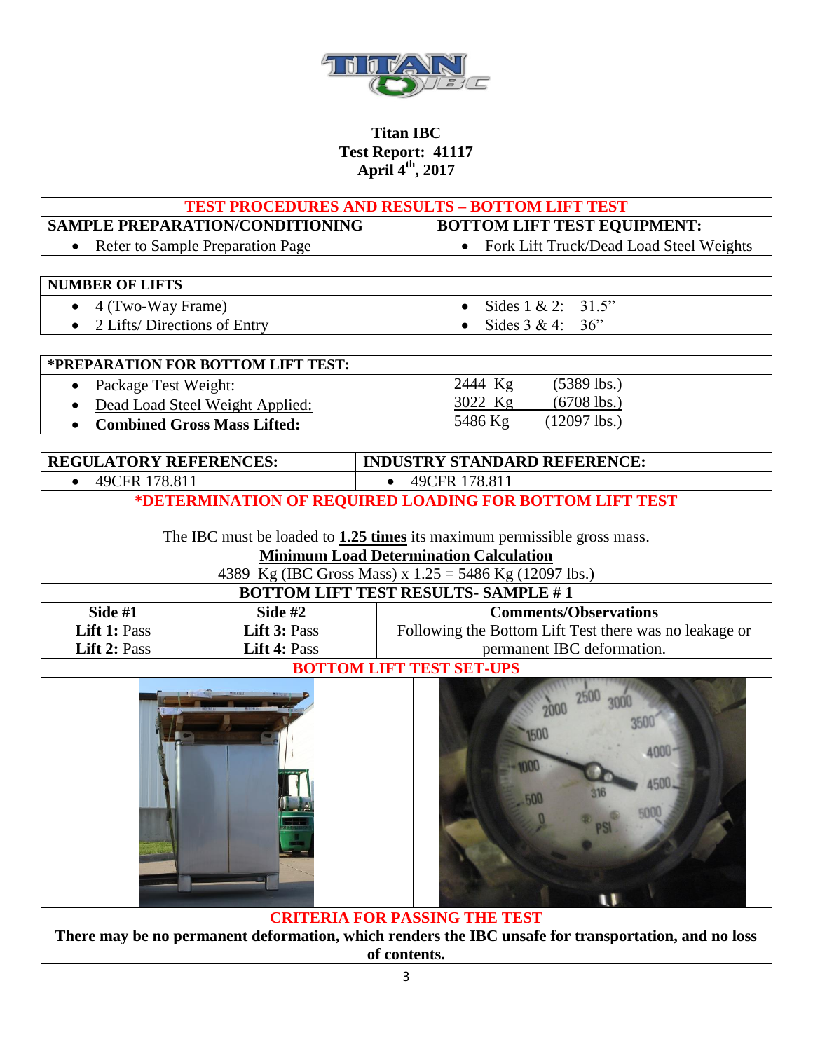**Titan IBC**
**Test Report: 41117**
**April 4th, 2017**

| TEST PROCEDURES AND RESULTS – BOTTOM LIFT TEST | |
|---|---|
| **SAMPLE PREPARATION/CONDITIONING** | **BOTTOM LIFT TEST EQUIPMENT:** |
| • Refer to Sample Preparation Page | • Fork Lift Truck/Dead Load Steel Weights |

| NUMBER OF LIFTS | |
|---|---|
| • 4 (Two-Way Frame)<br>• 2 Lifts/ Directions of Entry | • Sides 1 & 2: 31.5”<br>• Sides 3 & 4: 36” |

| *PREPARATION FOR BOTTOM LIFT TEST: | |
|---|---|
| • Package Test Weight: | 2444 Kg (5389 lbs.) |
| • Dead Load Steel Weight Applied: | 3022 Kg (6708 lbs.) |
| • **Combined Gross Mass Lifted:** | 5486 Kg (12097 lbs.) |

| REGULATORY REFERENCES: | INDUSTRY STANDARD REFERENCE: |
|---|---|
| • 49CFR 178.811 | • 49CFR 178.811 |

**\*DETERMINATION OF REQUIRED LOADING FOR BOTTOM LIFT TEST**

The IBC must be loaded to **1.25 times** its maximum permissible gross mass.

**Minimum Load Determination Calculation**

4389 Kg (IBC Gross Mass) x 1.25 = 5486 Kg (12097 lbs.)

**BOTTOM LIFT TEST RESULTS- SAMPLE # 1**

| Side #1 | Side #2 | Comments/Observations |
|---|---|---|
| **Lift 1:** Pass<br>**Lift 2:** Pass | **Lift 3:** Pass<br>**Lift 4:** Pass | Following the Bottom Lift Test there was no leakage or permanent IBC deformation. |

**BOTTOM LIFT TEST SET-UPS**

**CRITERIA FOR PASSING THE TEST**

**There may be no permanent deformation, which renders the IBC unsafe for transportation, and no loss of contents.**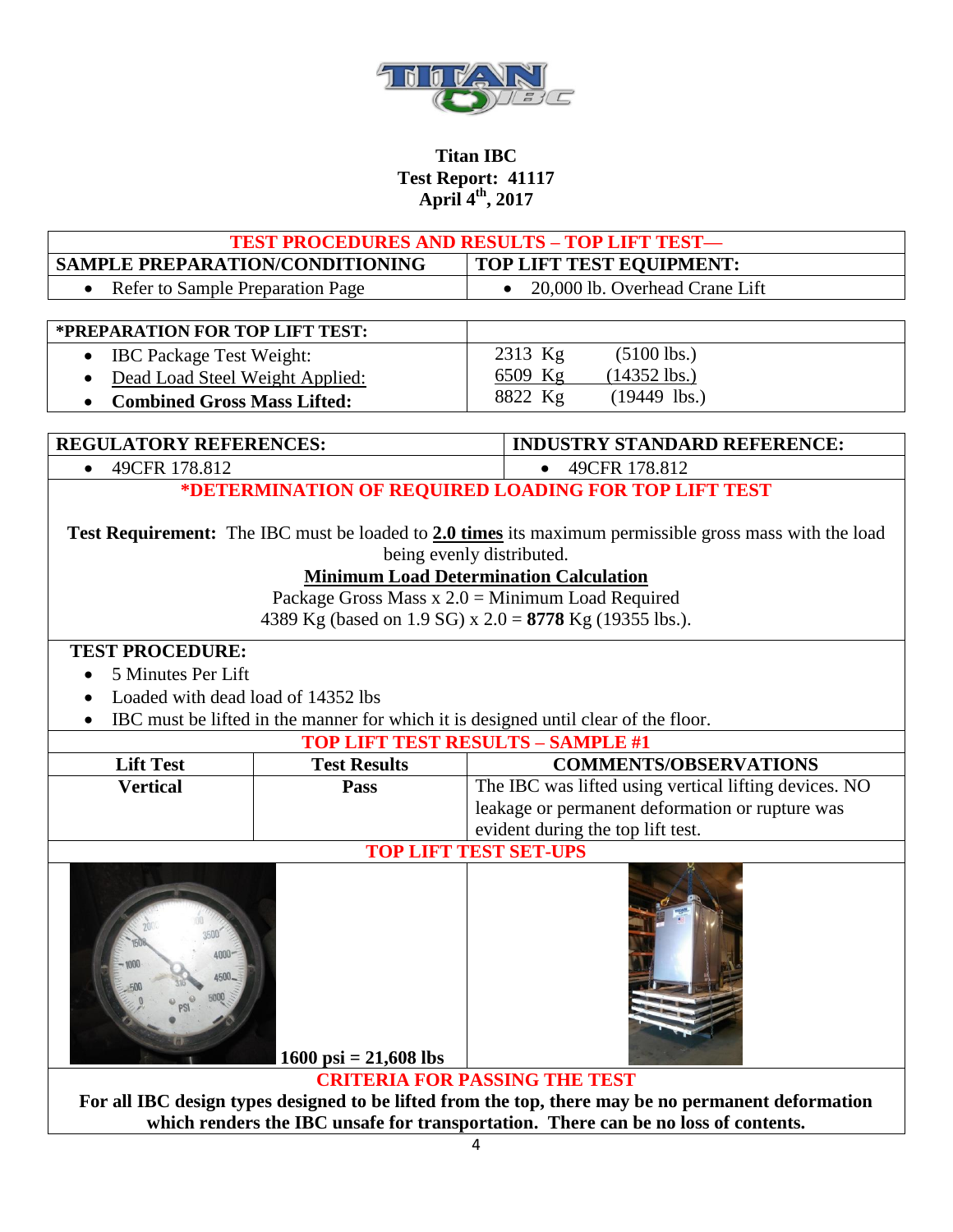# Titan IBC

**Test Report: 41117**
**April 4th, 2017**

| TEST PROCEDURES AND RESULTS – TOP LIFT TEST— | |
|---|---|
| **SAMPLE PREPARATION/CONDITIONING** | **TOP LIFT TEST EQUIPMENT:** |
| • Refer to Sample Preparation Page | • 20,000 lb. Overhead Crane Lift |

| *PREPARATION FOR TOP LIFT TEST: | |
|---|---|
| • IBC Package Test Weight: | 2313 Kg (5100 lbs.) |
| • Dead Load Steel Weight Applied: | 6509 Kg (14352 lbs.) |
| • **Combined Gross Mass Lifted:** | 8822 Kg (19449 lbs.) |

| REGULATORY REFERENCES: | INDUSTRY STANDARD REFERENCE: |
|---|---|
| • 49CFR 178.812 | • 49CFR 178.812 |

## *DETERMINATION OF REQUIRED LOADING FOR TOP LIFT TEST

**Test Requirement:** The IBC must be loaded to **2.0 times** its maximum permissible gross mass with the load being evenly distributed.

**Minimum Load Determination Calculation**

Package Gross Mass x 2.0 = Minimum Load Required

4389 Kg (based on 1.9 SG) x 2.0 = **8778** Kg (19355 lbs.).

**TEST PROCEDURE:**

- 5 Minutes Per Lift
- Loaded with dead load of 14352 lbs
- IBC must be lifted in the manner for which it is designed until clear of the floor.

## TOP LIFT TEST RESULTS – SAMPLE #1

| Lift Test | Test Results | COMMENTS/OBSERVATIONS |
|---|---|---|
| **Vertical** | **Pass** | The IBC was lifted using vertical lifting devices. NO leakage or permanent deformation or rupture was evident during the top lift test. |

## TOP LIFT TEST SET-UPS

**1600 psi = 21,608 lbs**

## CRITERIA FOR PASSING THE TEST

**For all IBC design types designed to be lifted from the top, there may be no permanent deformation which renders the IBC unsafe for transportation. There can be no loss of contents.**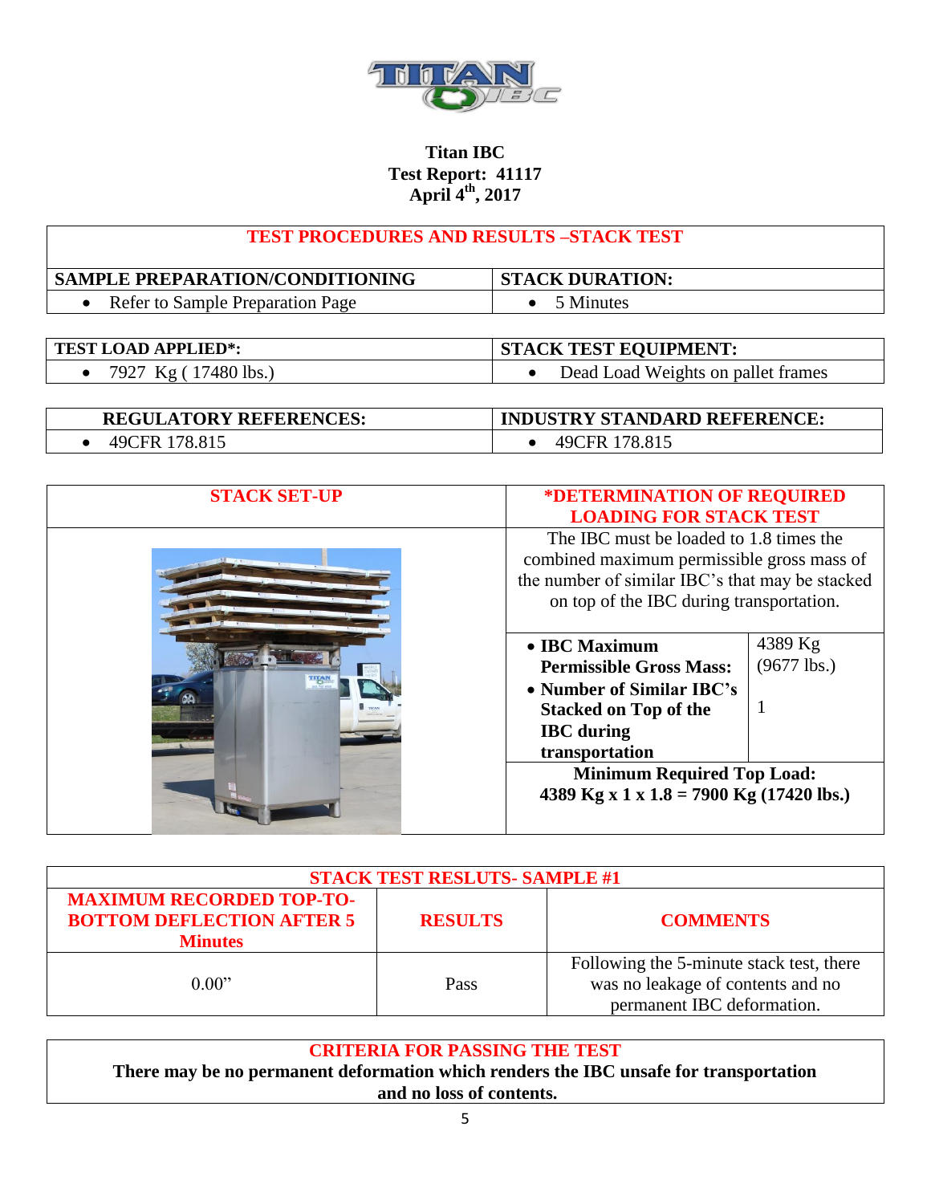**Titan IBC**
**Test Report: 41117**
**April 4th, 2017**

## TEST PROCEDURES AND RESULTS –STACK TEST

| SAMPLE PREPARATION/CONDITIONING | STACK DURATION: |
|---|---|
| • Refer to Sample Preparation Page | • 5 Minutes |

| TEST LOAD APPLIED*: | STACK TEST EQUIPMENT: |
|---|---|
| • 7927 Kg ( 17480 lbs.) | • Dead Load Weights on pallet frames |

| REGULATORY REFERENCES: | INDUSTRY STANDARD REFERENCE: |
|---|---|
| • 49CFR 178.815 | • 49CFR 178.815 |

| STACK SET-UP | *DETERMINATION OF REQUIRED LOADING FOR STACK TEST | |
|---|---|---|
| | The IBC must be loaded to 1.8 times the combined maximum permissible gross mass of the number of similar IBC's that may be stacked on top of the IBC during transportation. | |
| | • **IBC Maximum Permissible Gross Mass:** | 4389 Kg (9677 lbs.) |
| | • **Number of Similar IBC's Stacked on Top of the IBC during transportation** | 1 |
| | **Minimum Required Top Load: 4389 Kg x 1 x 1.8 = 7900 Kg (17420 lbs.)** | |

| STACK TEST RESLUTS- SAMPLE #1 | | |
|---|---|---|
| **MAXIMUM RECORDED TOP-TO-BOTTOM DEFLECTION AFTER 5 Minutes** | **RESULTS** | **COMMENTS** |
| 0.00" | Pass | Following the 5-minute stack test, there was no leakage of contents and no permanent IBC deformation. |

**CRITERIA FOR PASSING THE TEST**

**There may be no permanent deformation which renders the IBC unsafe for transportation and no loss of contents.**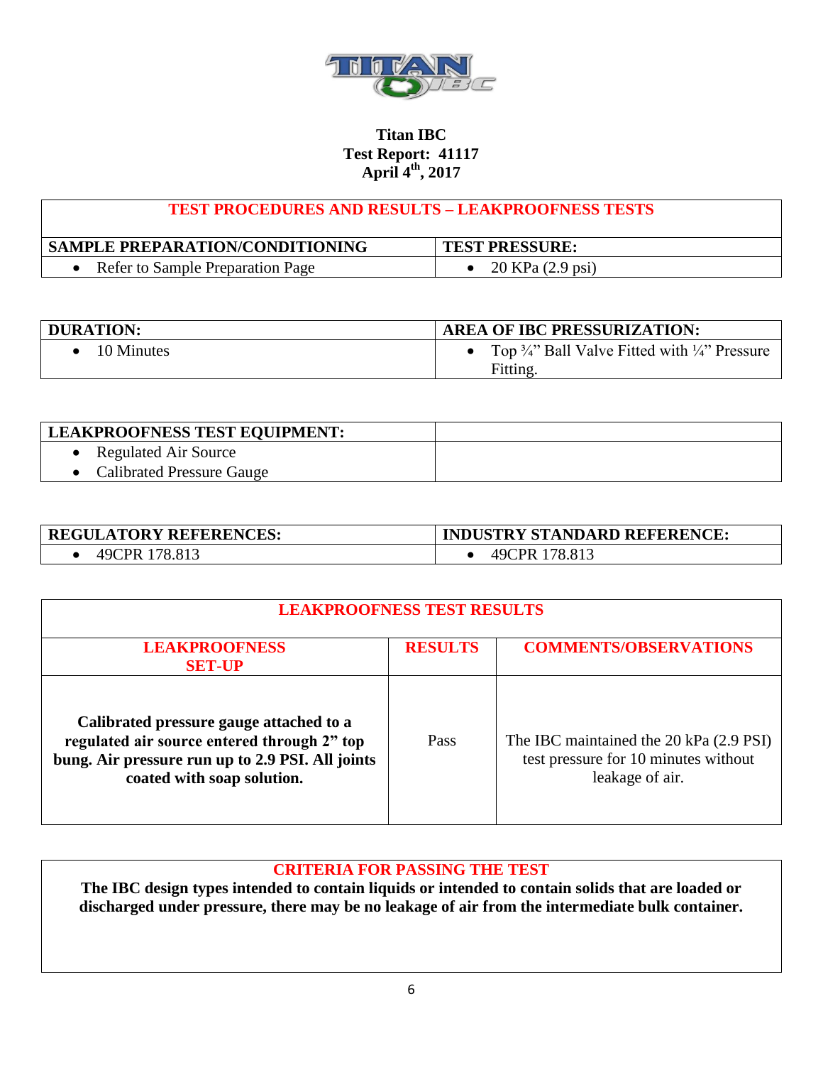**Titan IBC**
**Test Report: 41117**
**April 4th, 2017**

| TEST PROCEDURES AND RESULTS – LEAKPROOFNESS TESTS | |
|---|---|
| **SAMPLE PREPARATION/CONDITIONING** | **TEST PRESSURE:** |
| • Refer to Sample Preparation Page | • 20 KPa (2.9 psi) |

| DURATION: | AREA OF IBC PRESSURIZATION: |
|---|---|
| • 10 Minutes | • Top ¾" Ball Valve Fitted with ¼" Pressure Fitting. |

| LEAKPROOFNESS TEST EQUIPMENT: | |
|---|---|
| • Regulated Air Source<br>• Calibrated Pressure Gauge | |

| REGULATORY REFERENCES: | INDUSTRY STANDARD REFERENCE: |
|---|---|
| • 49CPR 178.813 | • 49CPR 178.813 |

**LEAKPROOFNESS TEST RESULTS**

| LEAKPROOFNESS SET-UP | RESULTS | COMMENTS/OBSERVATIONS |
|---|---|---|
| **Calibrated pressure gauge attached to a regulated air source entered through 2" top bung. Air pressure run up to 2.9 PSI. All joints coated with soap solution.** | Pass | The IBC maintained the 20 kPa (2.9 PSI) test pressure for 10 minutes without leakage of air. |

**CRITERIA FOR PASSING THE TEST**

**The IBC design types intended to contain liquids or intended to contain solids that are loaded or discharged under pressure, there may be no leakage of air from the intermediate bulk container.**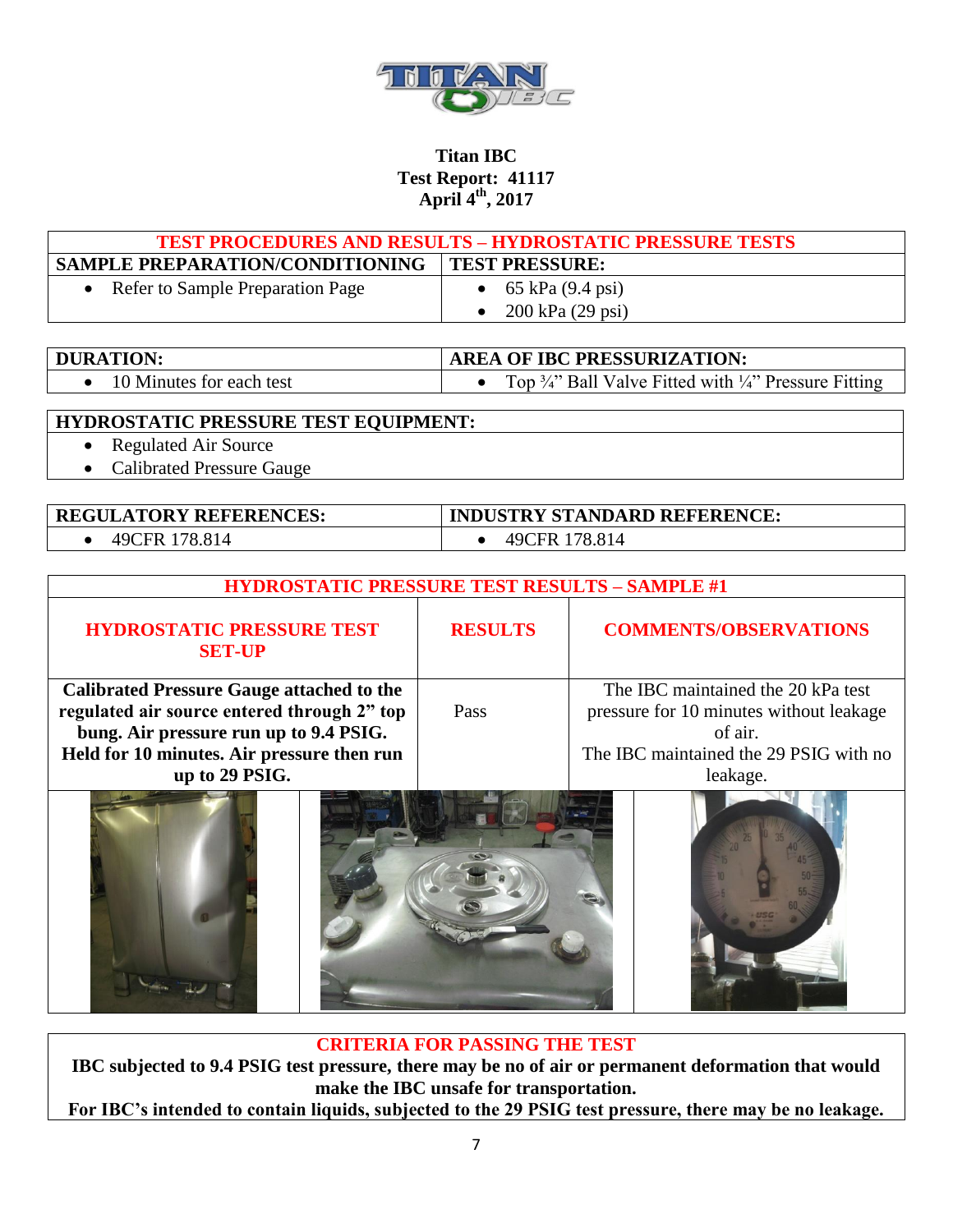**Titan IBC**
**Test Report: 41117**
**April 4th, 2017**

| TEST PROCEDURES AND RESULTS – HYDROSTATIC PRESSURE TESTS | |
|---|---|
| **SAMPLE PREPARATION/CONDITIONING** | **TEST PRESSURE:** |
| • Refer to Sample Preparation Page | • 65 kPa (9.4 psi)<br>• 200 kPa (29 psi) |

| DURATION: | AREA OF IBC PRESSURIZATION: |
|---|---|
| • 10 Minutes for each test | • Top ¾" Ball Valve Fitted with ¼" Pressure Fitting |

| HYDROSTATIC PRESSURE TEST EQUIPMENT: |
|---|
| • Regulated Air Source<br>• Calibrated Pressure Gauge |

| REGULATORY REFERENCES: | INDUSTRY STANDARD REFERENCE: |
|---|---|
| • 49CFR 178.814 | • 49CFR 178.814 |

| HYDROSTATIC PRESSURE TEST RESULTS – SAMPLE #1 | | |
|---|---|---|
| **HYDROSTATIC PRESSURE TEST SET-UP** | **RESULTS** | **COMMENTS/OBSERVATIONS** |
| **Calibrated Pressure Gauge attached to the regulated air source entered through 2" top bung. Air pressure run up to 9.4 PSIG. Held for 10 minutes. Air pressure then run up to 29 PSIG.** | Pass | The IBC maintained the 20 kPa test pressure for 10 minutes without leakage of air.<br>The IBC maintained the 29 PSIG with no leakage. |

| CRITERIA FOR PASSING THE TEST |
|---|
| **IBC subjected to 9.4 PSIG test pressure, there may be no of air or permanent deformation that would make the IBC unsafe for transportation.**<br>**For IBC's intended to contain liquids, subjected to the 29 PSIG test pressure, there may be no leakage.** |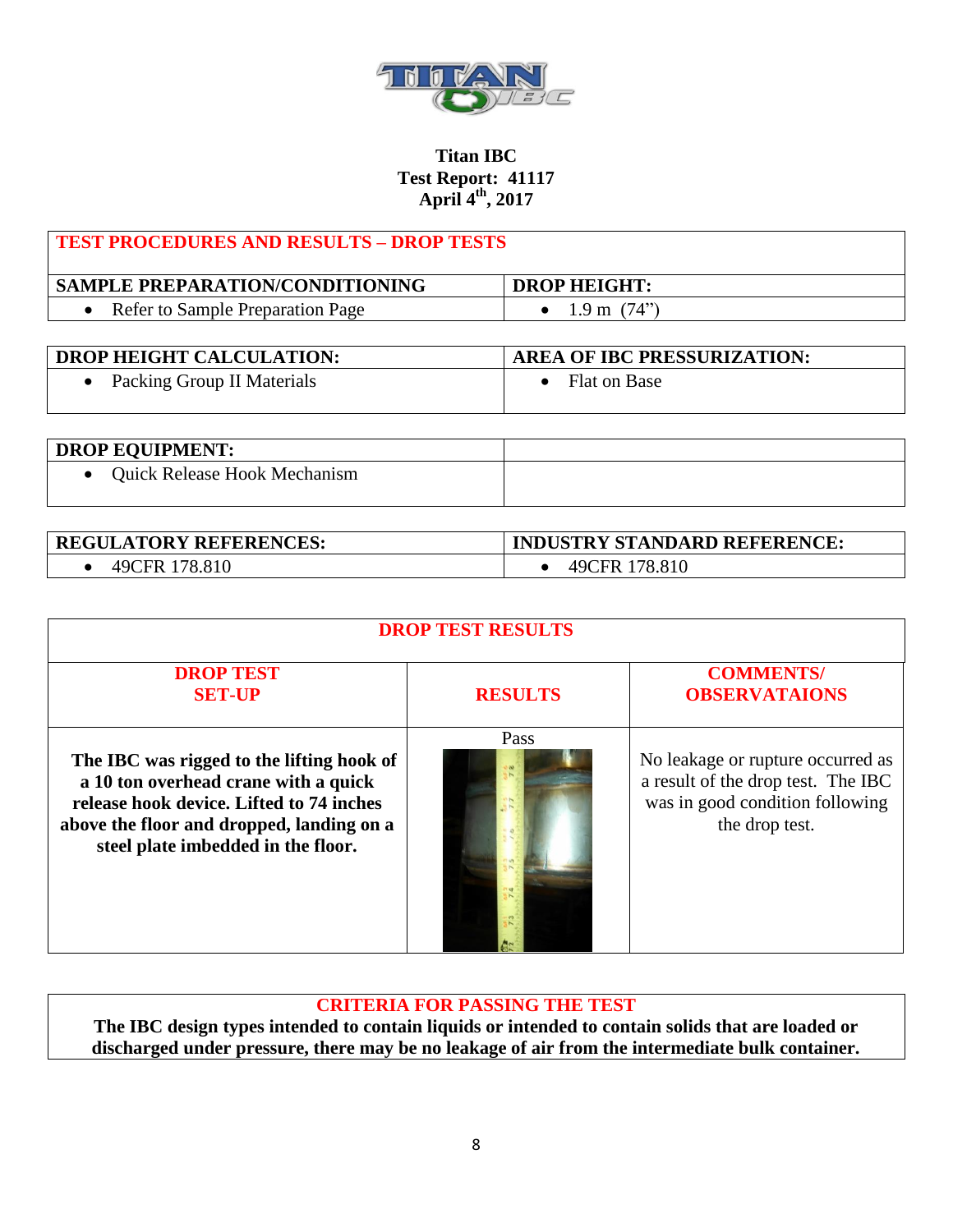**Titan IBC**
**Test Report: 41117**
**April 4th, 2017**

| TEST PROCEDURES AND RESULTS – DROP TESTS | |
|---|---|
| **SAMPLE PREPARATION/CONDITIONING** | **DROP HEIGHT:** |
| • Refer to Sample Preparation Page | • 1.9 m (74") |

| DROP HEIGHT CALCULATION: | AREA OF IBC PRESSURIZATION: |
|---|---|
| • Packing Group II Materials | • Flat on Base |

| DROP EQUIPMENT: | |
|---|---|
| • Quick Release Hook Mechanism | |

| REGULATORY REFERENCES: | INDUSTRY STANDARD REFERENCE: |
|---|---|
| • 49CFR 178.810 | • 49CFR 178.810 |

| DROP TEST RESULTS | | |
|---|---|---|
| **DROP TEST SET-UP** | **RESULTS** | **COMMENTS/ OBSERVATAIONS** |
| **The IBC was rigged to the lifting hook of a 10 ton overhead crane with a quick release hook device. Lifted to 74 inches above the floor and dropped, landing on a steel plate imbedded in the floor.** | Pass | No leakage or rupture occurred as a result of the drop test. The IBC was in good condition following the drop test. |

**CRITERIA FOR PASSING THE TEST**

**The IBC design types intended to contain liquids or intended to contain solids that are loaded or discharged under pressure, there may be no leakage of air from the intermediate bulk container.**